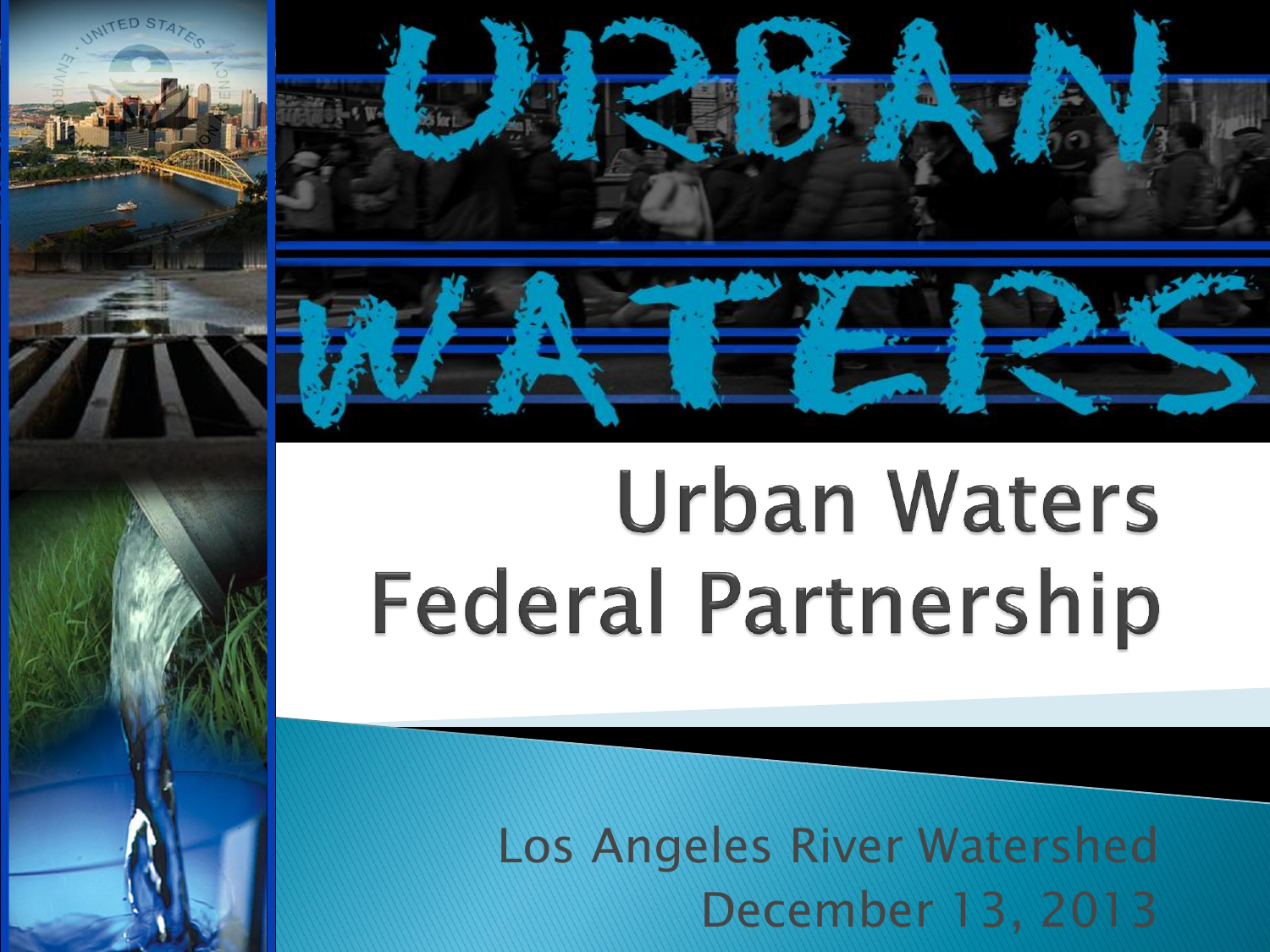# URBAN WATERS

## Urban Waters Federal Partnership

Los Angeles River Watershed
December 13, 2013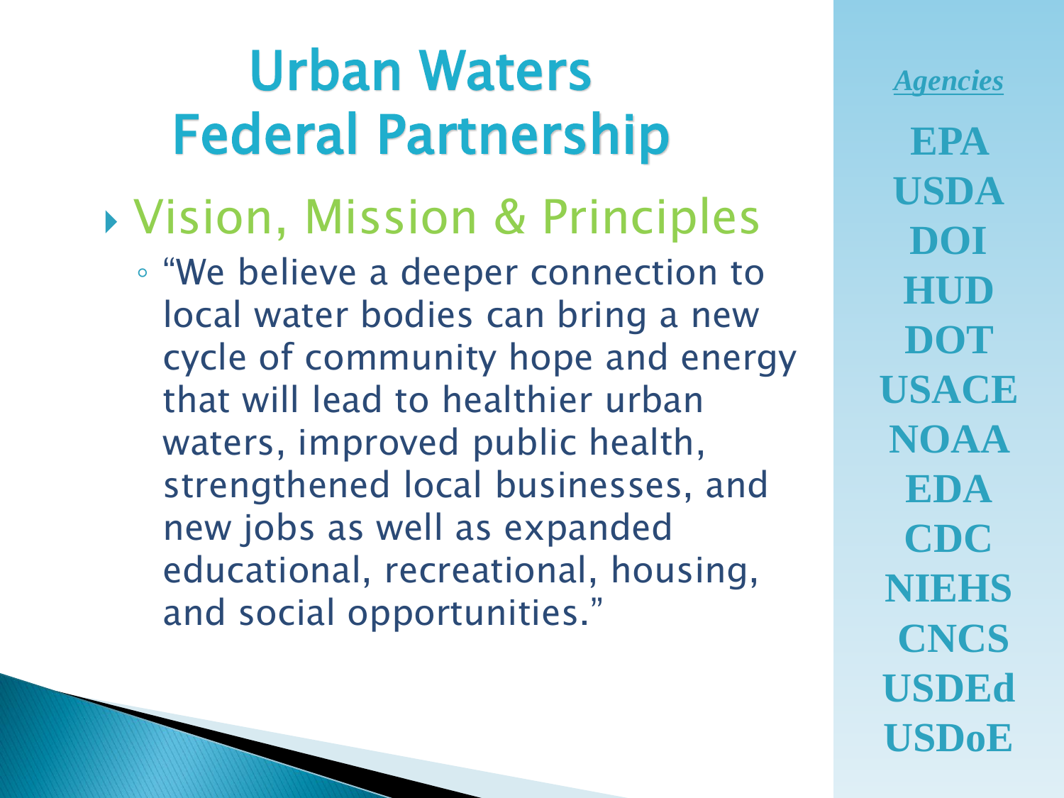# Urban Waters Federal Partnership

- Vision, Mission & Principles
  - "We believe a deeper connection to local water bodies can bring a new cycle of community hope and energy that will lead to healthier urban waters, improved public health, strengthened local businesses, and new jobs as well as expanded educational, recreational, housing, and social opportunities."

*Agencies*

**EPA**
**USDA**
**DOI**
**HUD**
**DOT**
**USACE**
**NOAA**
**EDA**
**CDC**
**NIEHS**
**CNCS**
**USDEd**
**USDoE**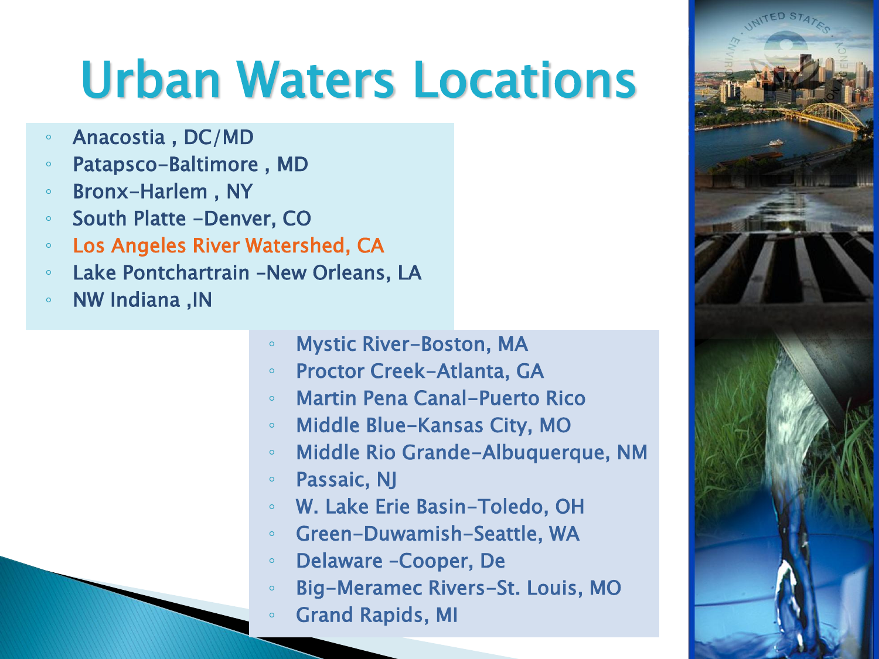# Urban Waters Locations

- Anacostia , DC/MD
- Patapsco-Baltimore , MD
- Bronx-Harlem , NY
- South Platte -Denver, CO
- Los Angeles River Watershed, CA
- Lake Pontchartrain -New Orleans, LA
- NW Indiana ,IN

- Mystic River-Boston, MA
- Proctor Creek-Atlanta, GA
- Martin Pena Canal-Puerto Rico
- Middle Blue-Kansas City, MO
- Middle Rio Grande-Albuquerque, NM
- Passaic, NJ
- W. Lake Erie Basin-Toledo, OH
- Green-Duwamish-Seattle, WA
- Delaware -Cooper, De
- Big-Meramec Rivers-St. Louis, MO
- Grand Rapids, MI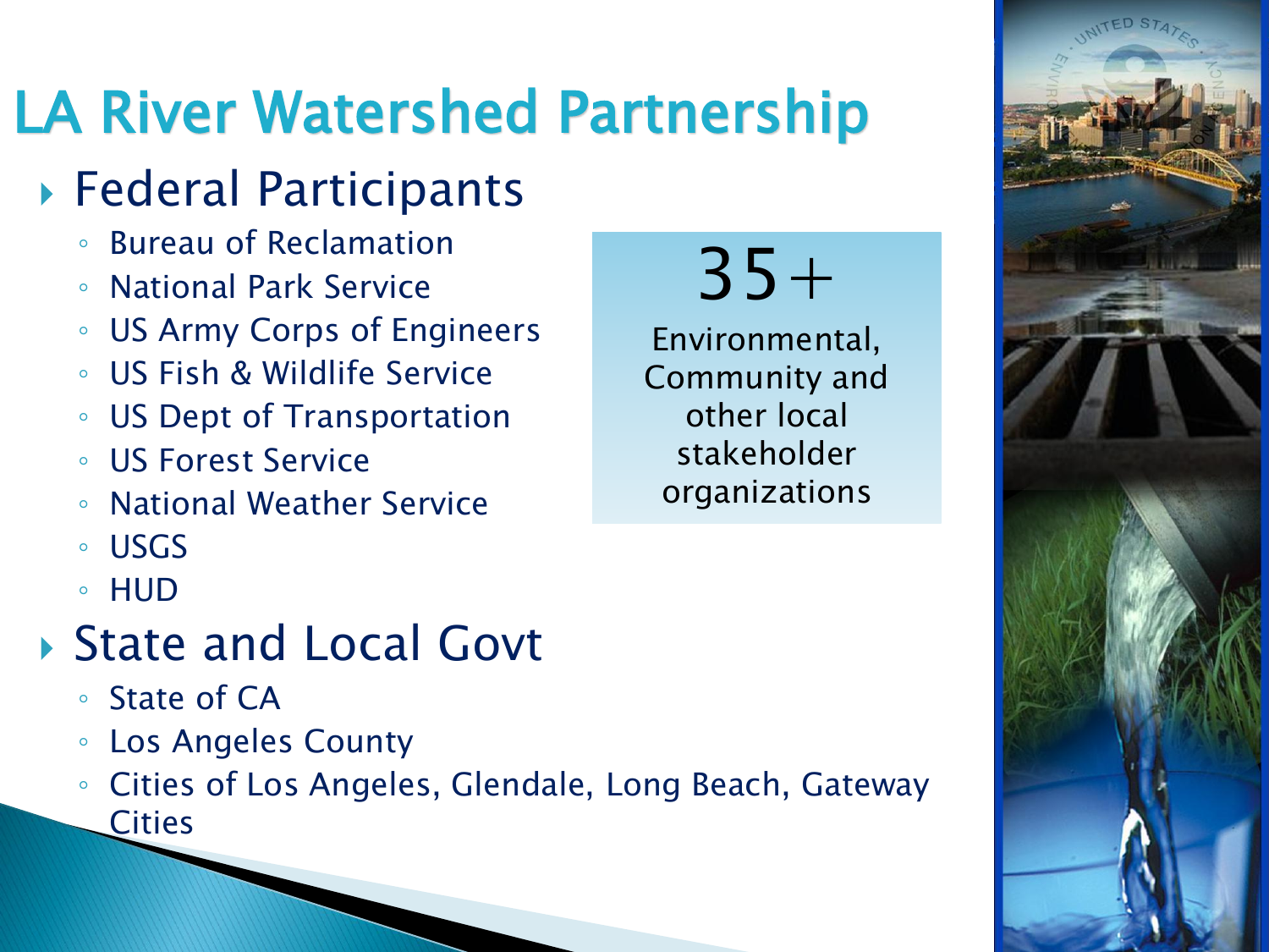# LA River Watershed Partnership

- Federal Participants
  - Bureau of Reclamation
  - National Park Service
  - US Army Corps of Engineers
  - US Fish & Wildlife Service
  - US Dept of Transportation
  - US Forest Service
  - National Weather Service
  - USGS
  - HUD
- State and Local Govt
  - State of CA
  - Los Angeles County
  - Cities of Los Angeles, Glendale, Long Beach, Gateway Cities

**35+**

Environmental, Community and other local stakeholder organizations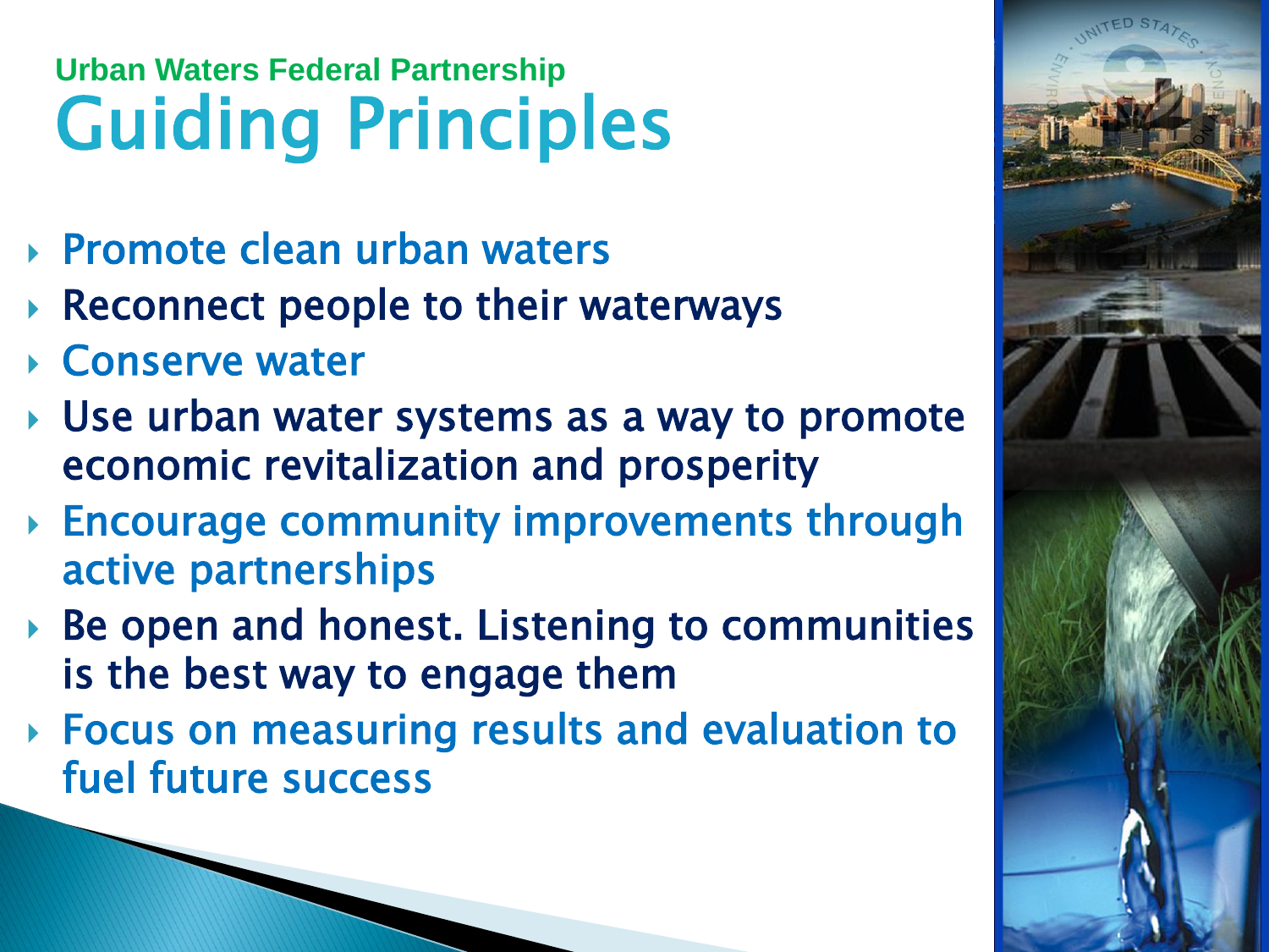Urban Waters Federal Partnership

# Guiding Principles

- Promote clean urban waters
- Reconnect people to their waterways
- Conserve water
- Use urban water systems as a way to promote economic revitalization and prosperity
- Encourage community improvements through active partnerships
- Be open and honest. Listening to communities is the best way to engage them
- Focus on measuring results and evaluation to fuel future success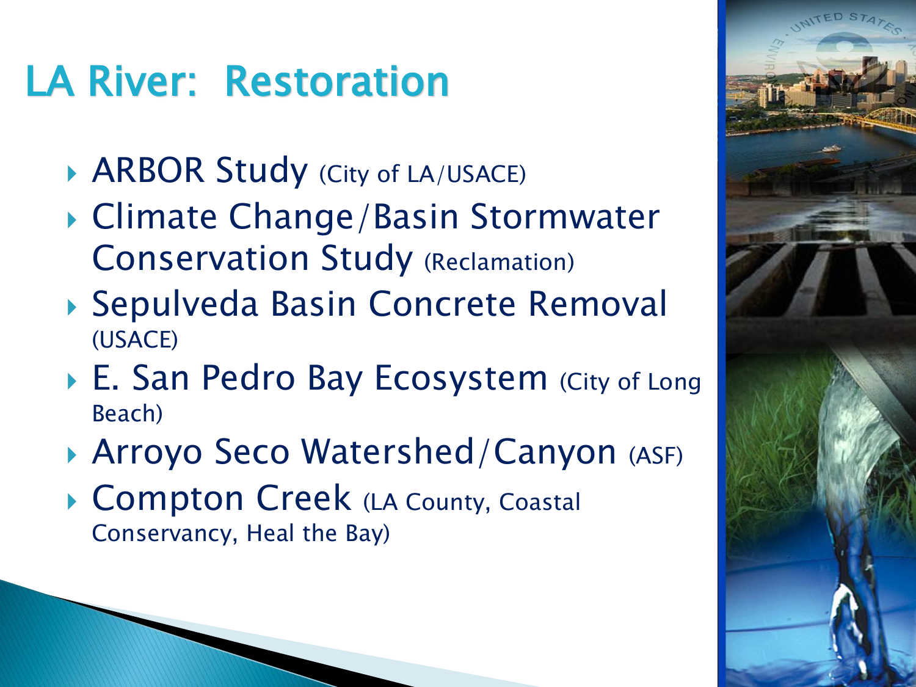# LA River: Restoration

- ARBOR Study (City of LA/USACE)
- Climate Change/Basin Stormwater Conservation Study (Reclamation)
- Sepulveda Basin Concrete Removal (USACE)
- E. San Pedro Bay Ecosystem (City of Long Beach)
- Arroyo Seco Watershed/Canyon (ASF)
- Compton Creek (LA County, Coastal Conservancy, Heal the Bay)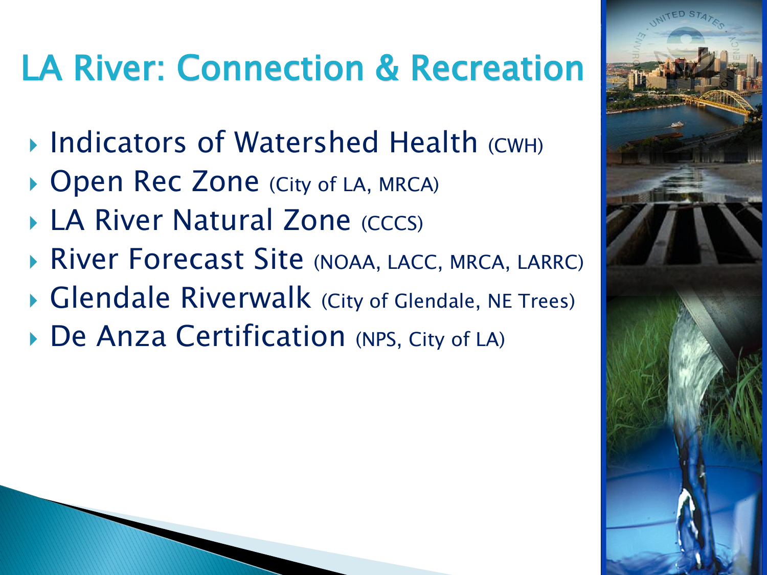# LA River: Connection & Recreation

- Indicators of Watershed Health (CWH)
- Open Rec Zone (City of LA, MRCA)
- LA River Natural Zone (CCCS)
- River Forecast Site (NOAA, LACC, MRCA, LARRC)
- Glendale Riverwalk (City of Glendale, NE Trees)
- De Anza Certification (NPS, City of LA)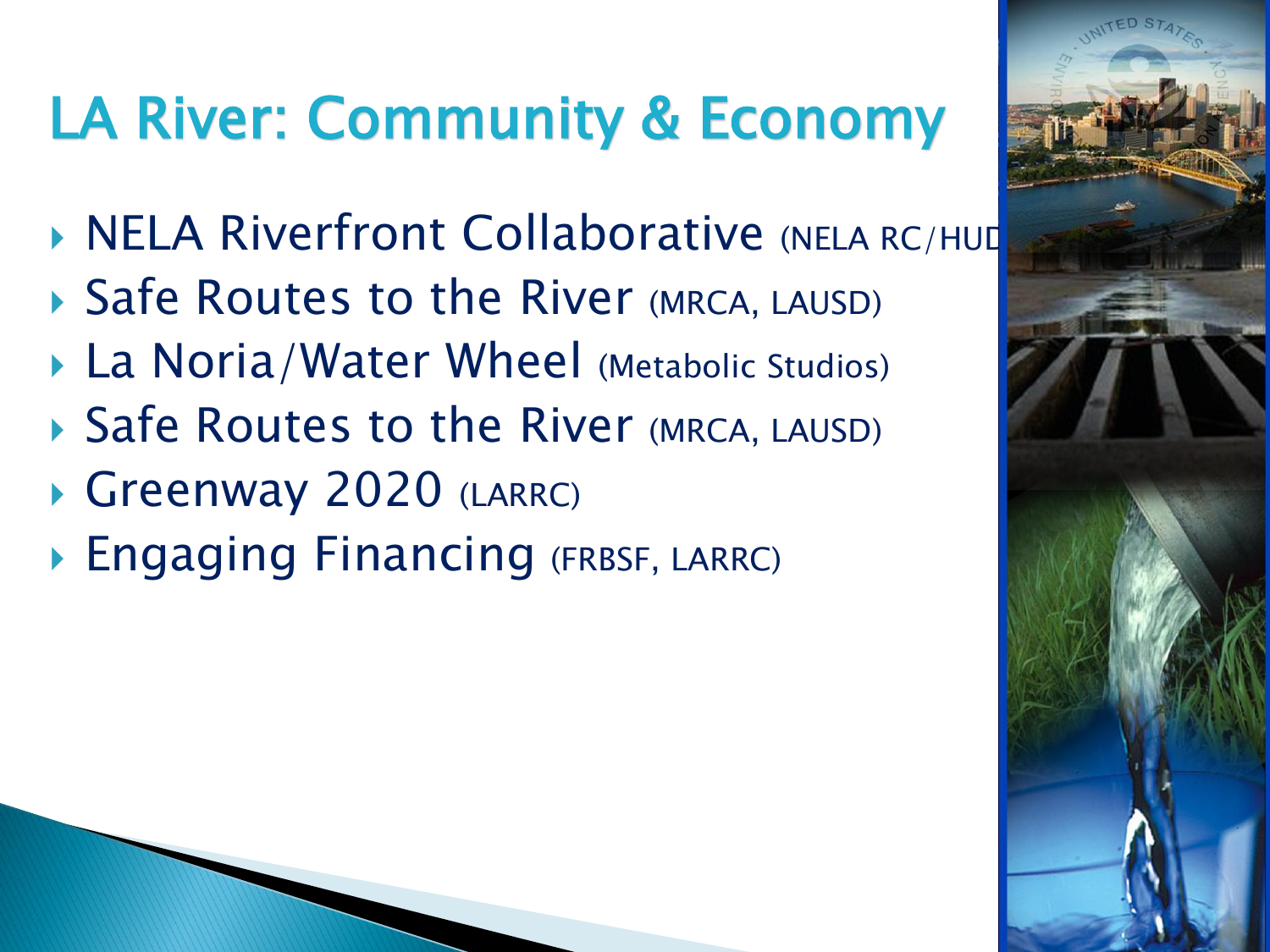# LA River: Community & Economy

- NELA Riverfront Collaborative (NELA RC/HUD
- Safe Routes to the River (MRCA, LAUSD)
- La Noria/Water Wheel (Metabolic Studios)
- Safe Routes to the River (MRCA, LAUSD)
- Greenway 2020 (LARRC)
- Engaging Financing (FRBSF, LARRC)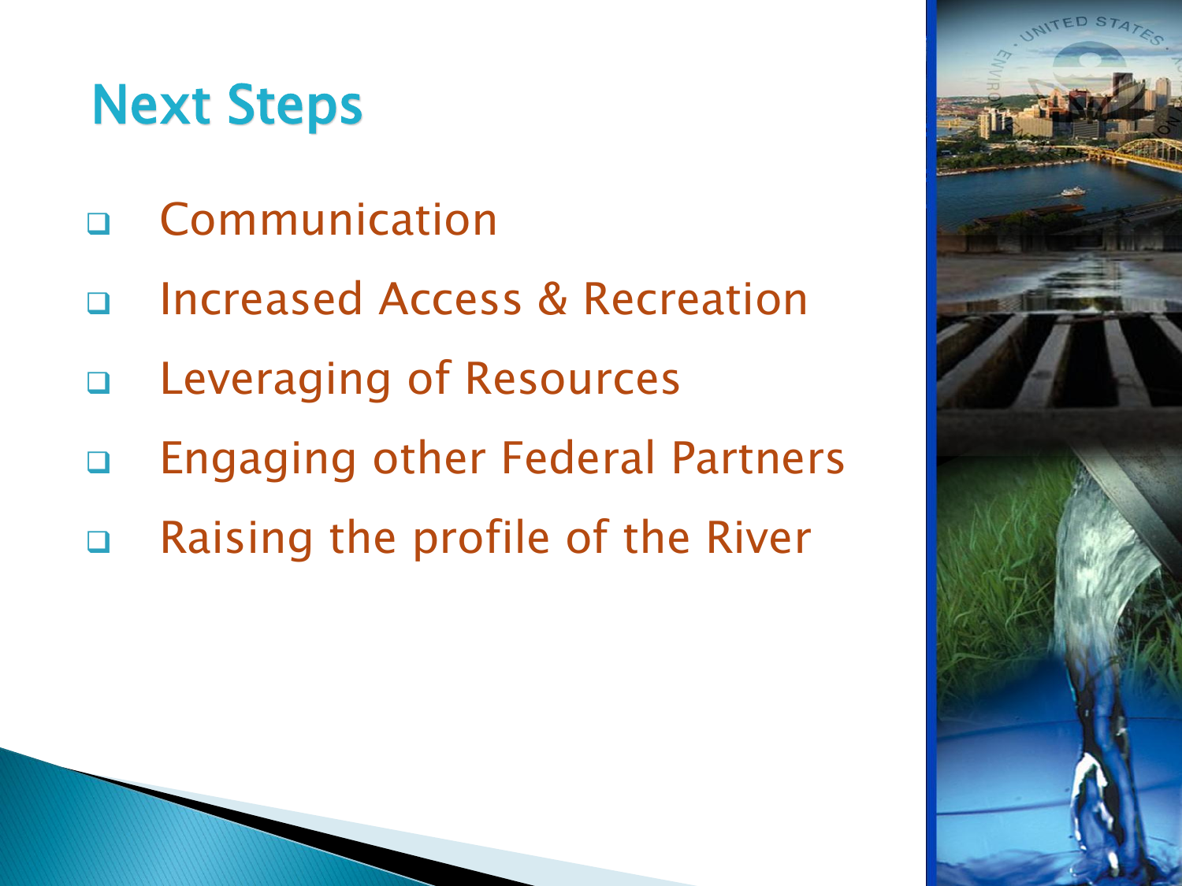## Next Steps

- Communication
- Increased Access & Recreation
- Leveraging of Resources
- Engaging other Federal Partners
- Raising the profile of the River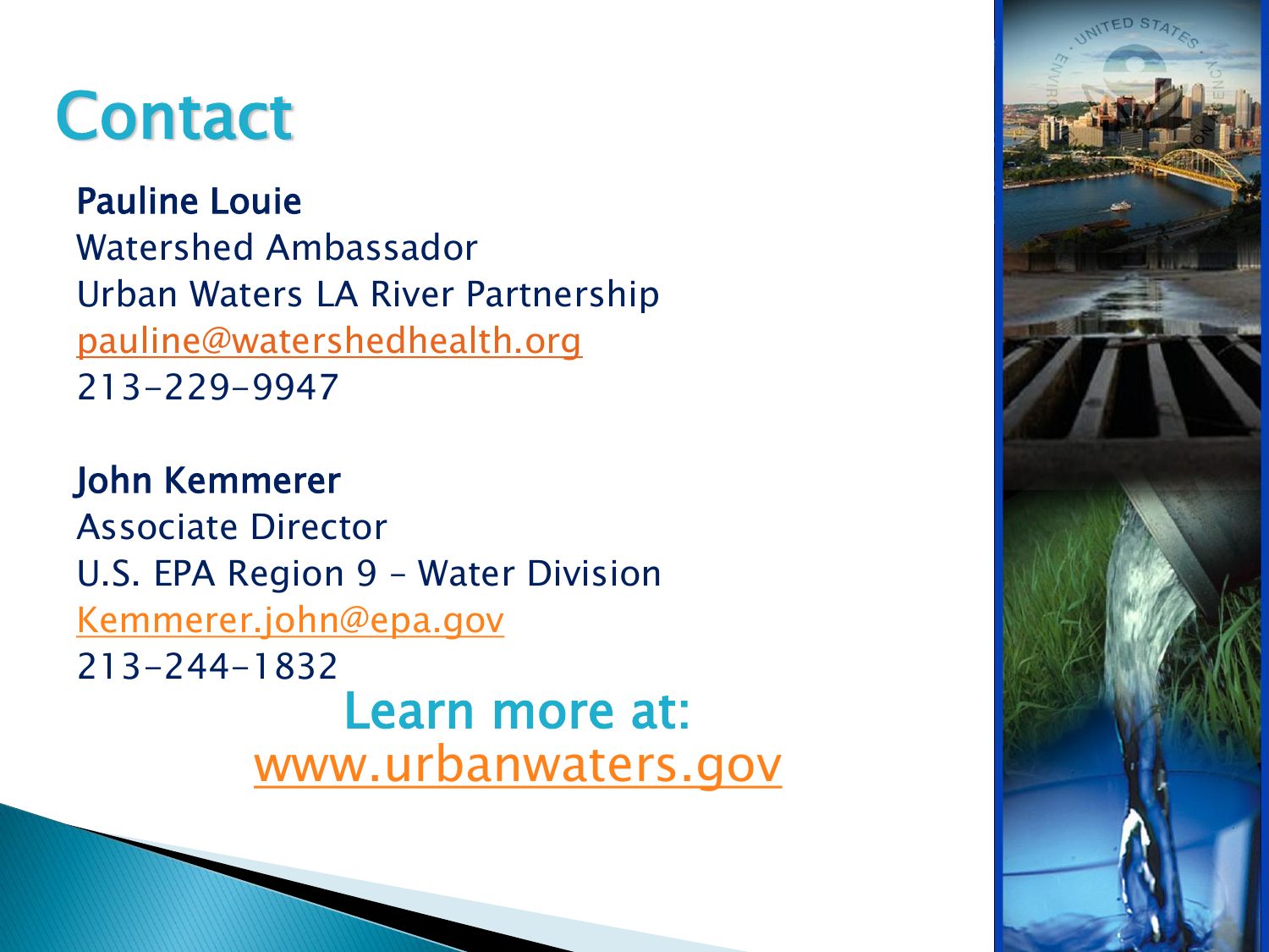# Contact

**Pauline Louie**
Watershed Ambassador
Urban Waters LA River Partnership
pauline@watershedhealth.org
213-229-9947

**John Kemmerer**
Associate Director
U.S. EPA Region 9 – Water Division
Kemmerer.john@epa.gov
213-244-1832

## Learn more at:

www.urbanwaters.gov